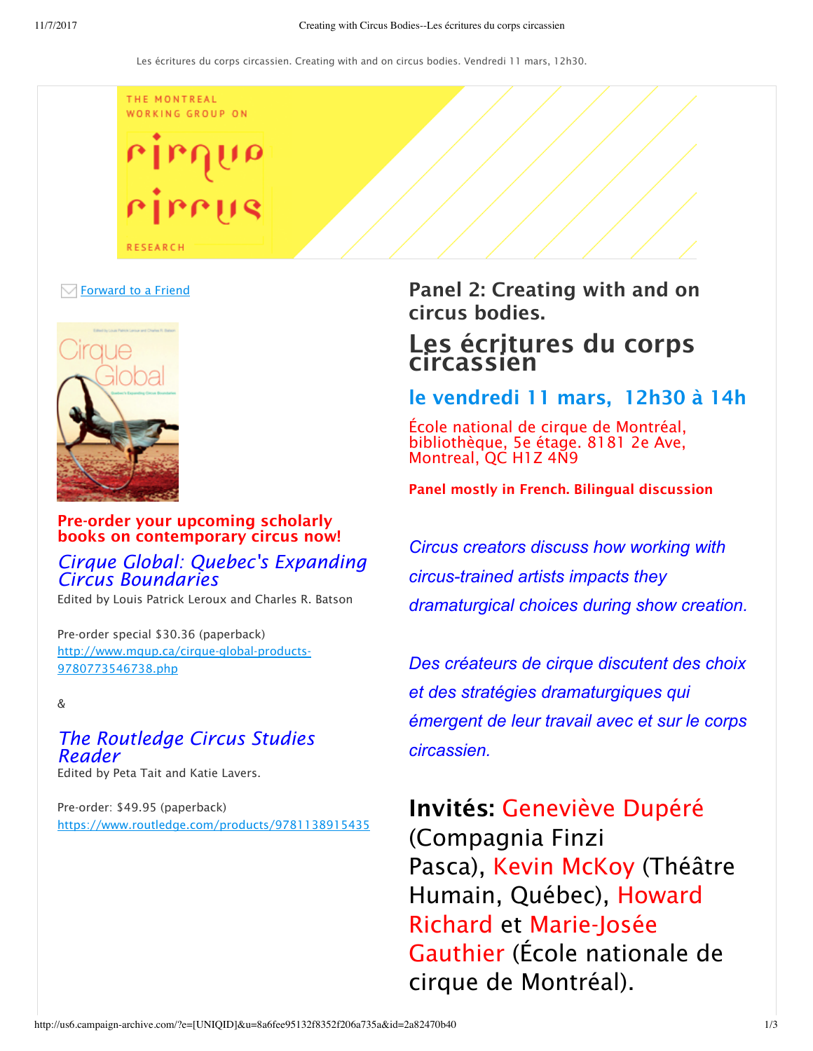Les écritures du corps circassien. Creating with and on circus bodies. Vendredi 11 mars, 12h30.

THE MONTREAL WORKING GROUP ON CIRQUE CIRCUS RESEARCH

Forward to a Friend

## Panel 2: Creating with and on circus bodies.

# Les écritures du corps circassien

## le vendredi 11 mars, 12h30 à 14h

École national de cirque de Montréal, bibliothèque, 5e étage. 8181 2e Ave, Montreal, QC H1Z 4N9

**Panel mostly in French. Bilingual discussion**

*Circus creators discuss how working with circus-trained artists impacts they dramaturgical choices during show creation.*

*Des créateurs de cirque discutent des choix et des stratégies dramaturgiques qui émergent de leur travail avec et sur le corps circassien.*

**Invités:** Geneviève Dupéré (Compagnia Finzi Pasca), Kevin McKoy (Théâtre Humain, Québec), Howard Richard et Marie-Josée Gauthier (École nationale de cirque de Montréal).

**Pre-order your upcoming scholarly books on contemporary circus now!**

*Cirque Global: Quebec's Expanding Circus Boundaries*
Edited by Louis Patrick Leroux and Charles R. Batson

Pre-order special $30.36 (paperback)
http://www.mqup.ca/cirque-global-products-9780773546738.php

&

*The Routledge Circus Studies Reader*
Edited by Peta Tait and Katie Lavers.

Pre-order: $49.95 (paperback)
https://www.routledge.com/products/9781138915435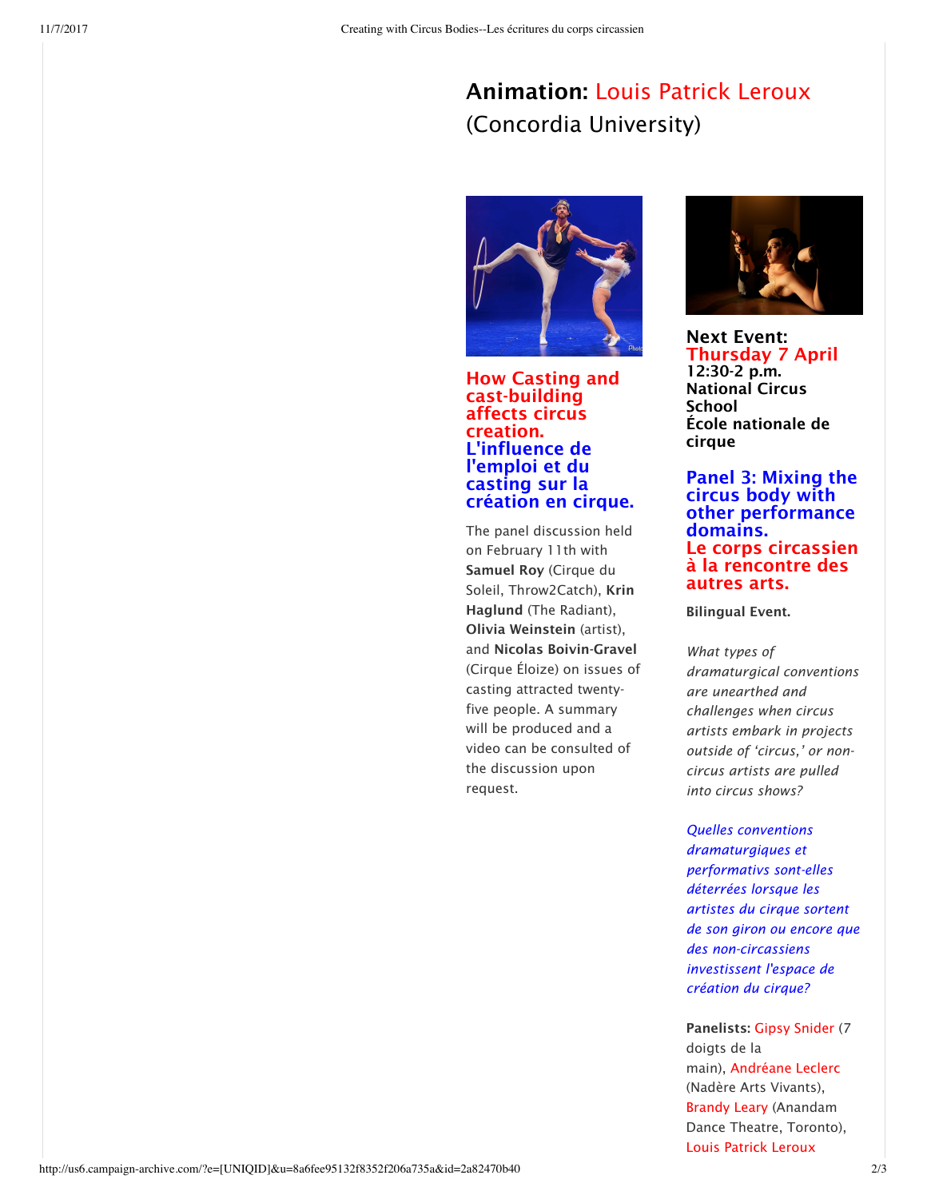**Animation:** Louis Patrick Leroux (Concordia University)

### How Casting and cast-building affects circus creation.
### L'influence de l'emploi et du casting sur la création en cirque.

The panel discussion held on February 11th with **Samuel Roy** (Cirque du Soleil, Throw2Catch), **Krin Haglund** (The Radiant), **Olivia Weinstein** (artist), and **Nicolas Boivin-Gravel** (Cirque Éloize) on issues of casting attracted twenty-five people. A summary will be produced and a video can be consulted of the discussion upon request.

**Next Event:**
**Thursday 7 April**
**12:30-2 p.m.**
**National Circus School**
**École nationale de cirque**

### Panel 3: Mixing the circus body with other performance domains.
### Le corps circassien à la rencontre des autres arts.

**Bilingual Event.**

*What types of dramaturgical conventions are unearthed and challenges when circus artists embark in projects outside of 'circus,' or non-circus artists are pulled into circus shows?*

*Quelles conventions dramaturgiques et performativs sont-elles déterrées lorsque les artistes du cirque sortent de son giron ou encore que des non-circassiens investissent l'espace de création du cirque?*

**Panelists:** Gipsy Snider (7 doigts de la main), Andréane Leclerc (Nadère Arts Vivants), Brandy Leary (Anandam Dance Theatre, Toronto), Louis Patrick Leroux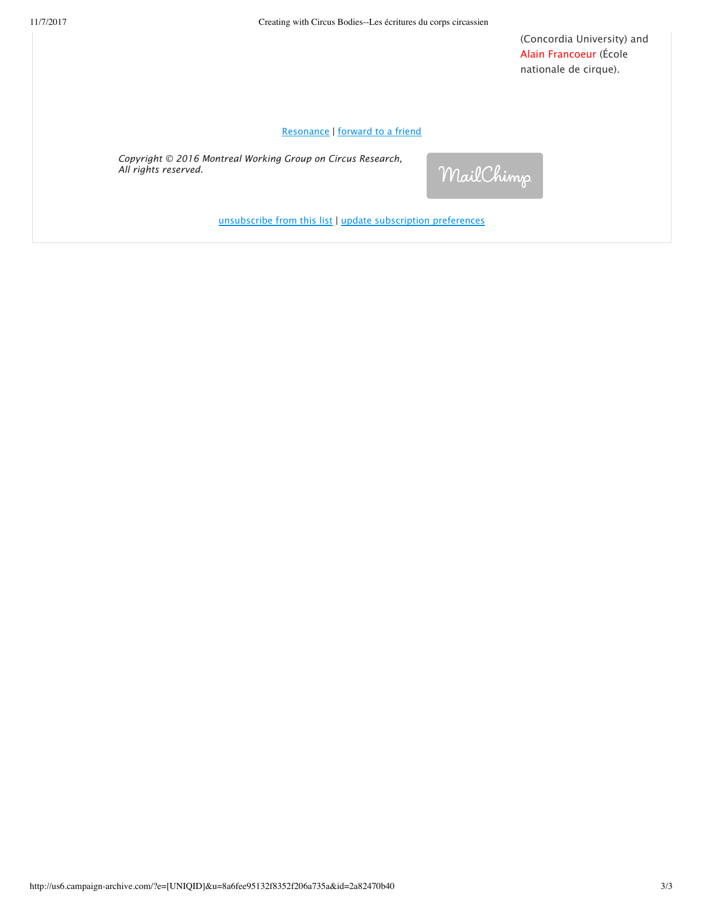(Concordia University) and Alain Francoeur (École nationale de cirque).

Resonance | forward to a friend

*Copyright © 2016 Montreal Working Group on Circus Research, All rights reserved.*

MailChimp

unsubscribe from this list | update subscription preferences